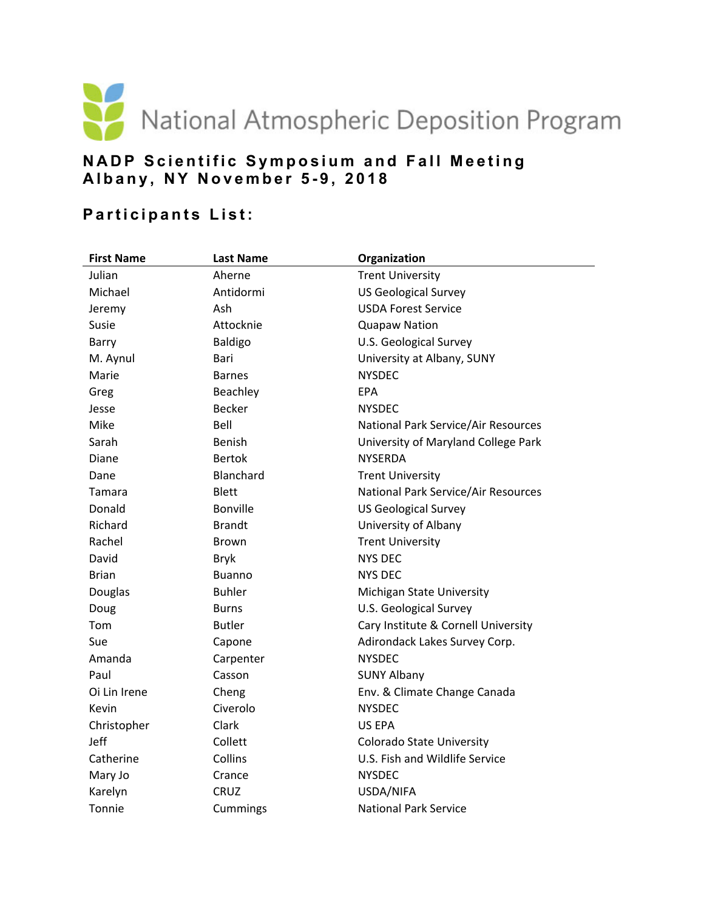# National Atmospheric Deposition Program

## NADP Scientific Symposium and Fall Meeting
## Albany, NY November 5-9, 2018

## Participants List:

| First Name | Last Name | Organization |
|---|---|---|
| Julian | Aherne | Trent University |
| Michael | Antidormi | US Geological Survey |
| Jeremy | Ash | USDA Forest Service |
| Susie | Attocknie | Quapaw Nation |
| Barry | Baldigo | U.S. Geological Survey |
| M. Aynul | Bari | University at Albany, SUNY |
| Marie | Barnes | NYSDEC |
| Greg | Beachley | EPA |
| Jesse | Becker | NYSDEC |
| Mike | Bell | National Park Service/Air Resources |
| Sarah | Benish | University of Maryland College Park |
| Diane | Bertok | NYSERDA |
| Dane | Blanchard | Trent University |
| Tamara | Blett | National Park Service/Air Resources |
| Donald | Bonville | US Geological Survey |
| Richard | Brandt | University of Albany |
| Rachel | Brown | Trent University |
| David | Bryk | NYS DEC |
| Brian | Buanno | NYS DEC |
| Douglas | Buhler | Michigan State University |
| Doug | Burns | U.S. Geological Survey |
| Tom | Butler | Cary Institute & Cornell University |
| Sue | Capone | Adirondack Lakes Survey Corp. |
| Amanda | Carpenter | NYSDEC |
| Paul | Casson | SUNY Albany |
| Oi Lin Irene | Cheng | Env. & Climate Change Canada |
| Kevin | Civerolo | NYSDEC |
| Christopher | Clark | US EPA |
| Jeff | Collett | Colorado State University |
| Catherine | Collins | U.S. Fish and Wildlife Service |
| Mary Jo | Crance | NYSDEC |
| Karelyn | CRUZ | USDA/NIFA |
| Tonnie | Cummings | National Park Service |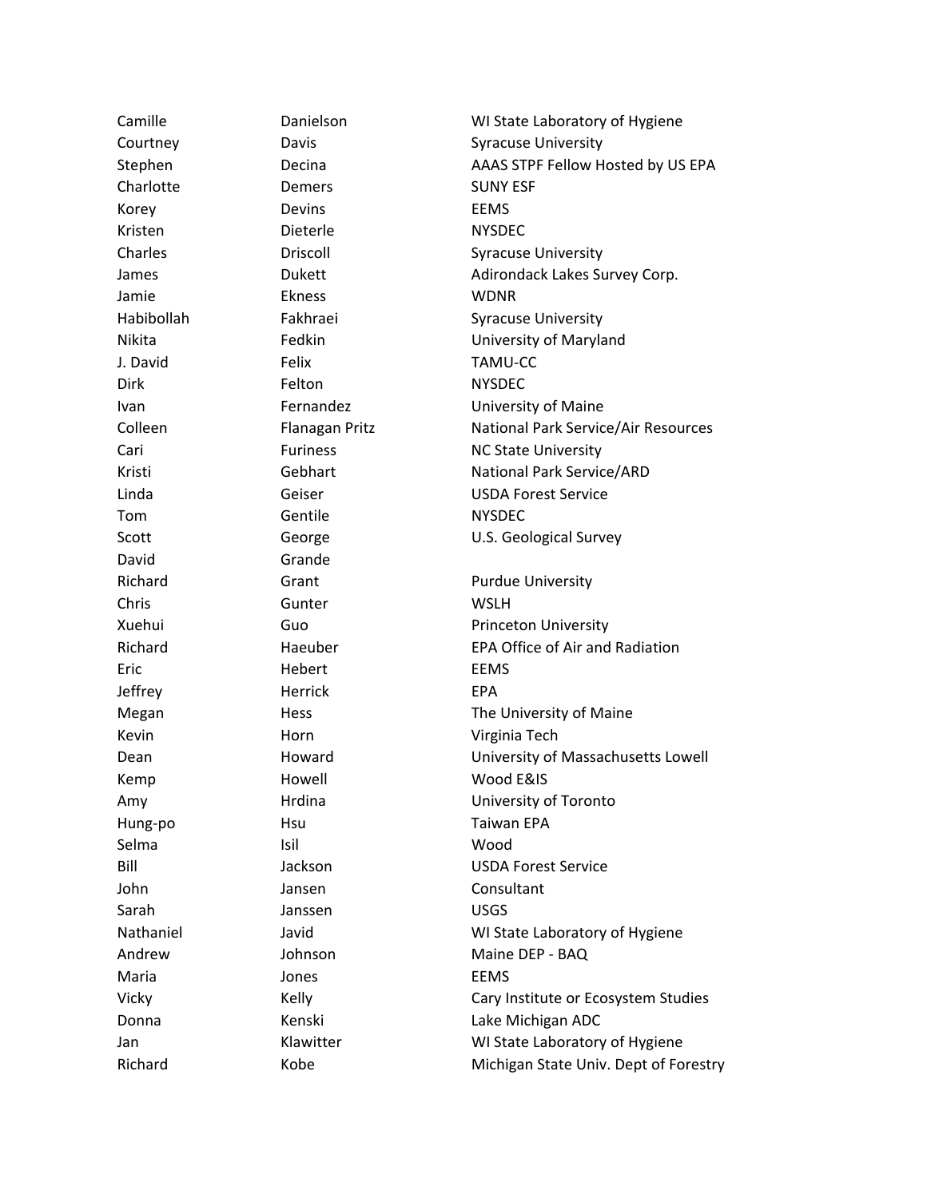| | | |
|---|---|---|
| Camille | Danielson | WI State Laboratory of Hygiene |
| Courtney | Davis | Syracuse University |
| Stephen | Decina | AAAS STPF Fellow Hosted by US EPA |
| Charlotte | Demers | SUNY ESF |
| Korey | Devins | EEMS |
| Kristen | Dieterle | NYSDEC |
| Charles | Driscoll | Syracuse University |
| James | Dukett | Adirondack Lakes Survey Corp. |
| Jamie | Ekness | WDNR |
| Habibollah | Fakhraei | Syracuse University |
| Nikita | Fedkin | University of Maryland |
| J. David | Felix | TAMU-CC |
| Dirk | Felton | NYSDEC |
| Ivan | Fernandez | University of Maine |
| Colleen | Flanagan Pritz | National Park Service/Air Resources |
| Cari | Furiness | NC State University |
| Kristi | Gebhart | National Park Service/ARD |
| Linda | Geiser | USDA Forest Service |
| Tom | Gentile | NYSDEC |
| Scott | George | U.S. Geological Survey |
| David | Grande | |
| Richard | Grant | Purdue University |
| Chris | Gunter | WSLH |
| Xuehui | Guo | Princeton University |
| Richard | Haeuber | EPA Office of Air and Radiation |
| Eric | Hebert | EEMS |
| Jeffrey | Herrick | EPA |
| Megan | Hess | The University of Maine |
| Kevin | Horn | Virginia Tech |
| Dean | Howard | University of Massachusetts Lowell |
| Kemp | Howell | Wood E&IS |
| Amy | Hrdina | University of Toronto |
| Hung-po | Hsu | Taiwan EPA |
| Selma | Isil | Wood |
| Bill | Jackson | USDA Forest Service |
| John | Jansen | Consultant |
| Sarah | Janssen | USGS |
| Nathaniel | Javid | WI State Laboratory of Hygiene |
| Andrew | Johnson | Maine DEP - BAQ |
| Maria | Jones | EEMS |
| Vicky | Kelly | Cary Institute or Ecosystem Studies |
| Donna | Kenski | Lake Michigan ADC |
| Jan | Klawitter | WI State Laboratory of Hygiene |
| Richard | Kobe | Michigan State Univ. Dept of Forestry |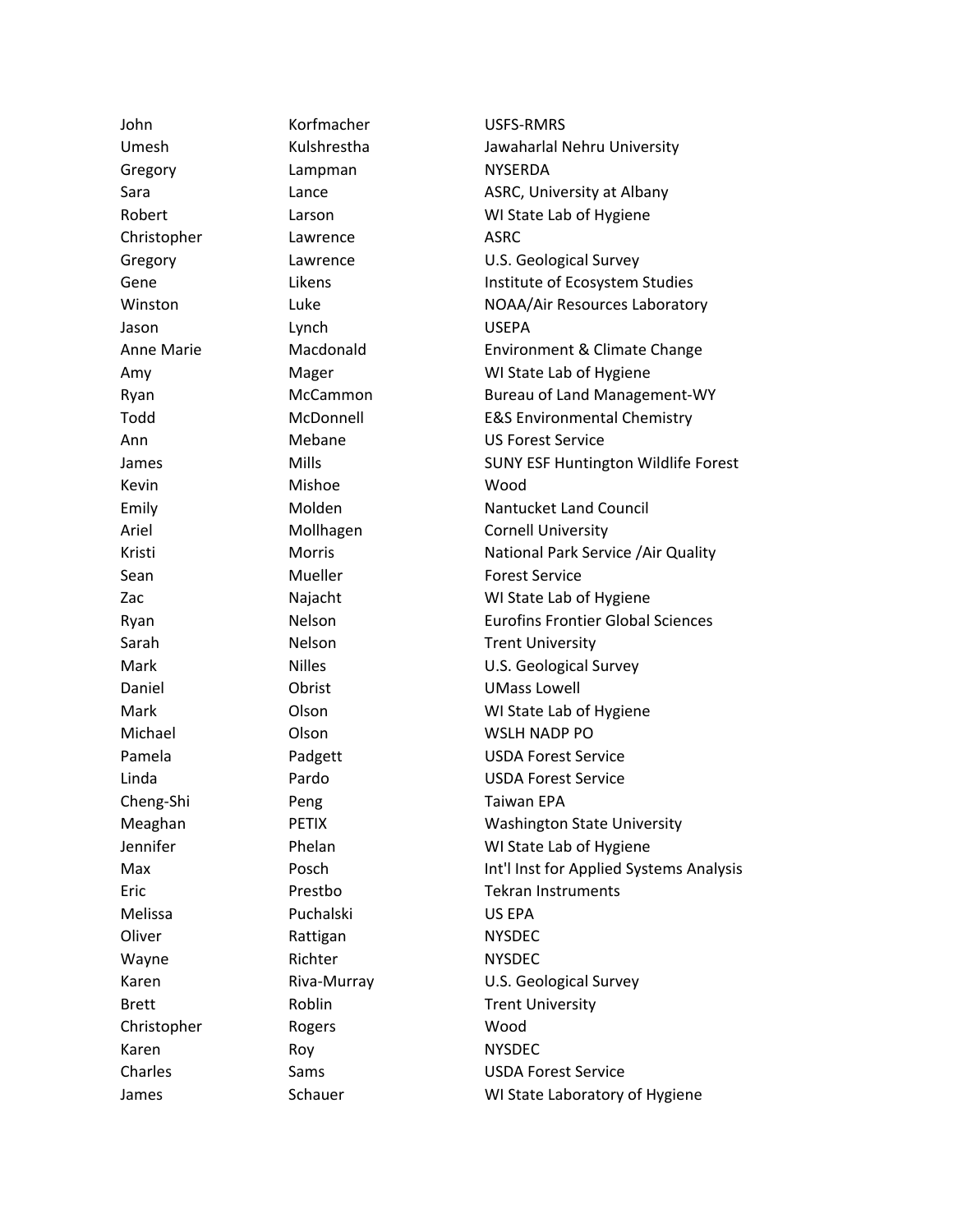| John | Korfmacher | USFS-RMRS |
|---|---|---|
| Umesh | Kulshrestha | Jawaharlal Nehru University |
| Gregory | Lampman | NYSERDA |
| Sara | Lance | ASRC, University at Albany |
| Robert | Larson | WI State Lab of Hygiene |
| Christopher | Lawrence | ASRC |
| Gregory | Lawrence | U.S. Geological Survey |
| Gene | Likens | Institute of Ecosystem Studies |
| Winston | Luke | NOAA/Air Resources Laboratory |
| Jason | Lynch | USEPA |
| Anne Marie | Macdonald | Environment & Climate Change |
| Amy | Mager | WI State Lab of Hygiene |
| Ryan | McCammon | Bureau of Land Management-WY |
| Todd | McDonnell | E&S Environmental Chemistry |
| Ann | Mebane | US Forest Service |
| James | Mills | SUNY ESF Huntington Wildlife Forest |
| Kevin | Mishoe | Wood |
| Emily | Molden | Nantucket Land Council |
| Ariel | Mollhagen | Cornell University |
| Kristi | Morris | National Park Service /Air Quality |
| Sean | Mueller | Forest Service |
| Zac | Najacht | WI State Lab of Hygiene |
| Ryan | Nelson | Eurofins Frontier Global Sciences |
| Sarah | Nelson | Trent University |
| Mark | Nilles | U.S. Geological Survey |
| Daniel | Obrist | UMass Lowell |
| Mark | Olson | WI State Lab of Hygiene |
| Michael | Olson | WSLH NADP PO |
| Pamela | Padgett | USDA Forest Service |
| Linda | Pardo | USDA Forest Service |
| Cheng-Shi | Peng | Taiwan EPA |
| Meaghan | PETIX | Washington State University |
| Jennifer | Phelan | WI State Lab of Hygiene |
| Max | Posch | Int'l Inst for Applied Systems Analysis |
| Eric | Prestbo | Tekran Instruments |
| Melissa | Puchalski | US EPA |
| Oliver | Rattigan | NYSDEC |
| Wayne | Richter | NYSDEC |
| Karen | Riva-Murray | U.S. Geological Survey |
| Brett | Roblin | Trent University |
| Christopher | Rogers | Wood |
| Karen | Roy | NYSDEC |
| Charles | Sams | USDA Forest Service |
| James | Schauer | WI State Laboratory of Hygiene |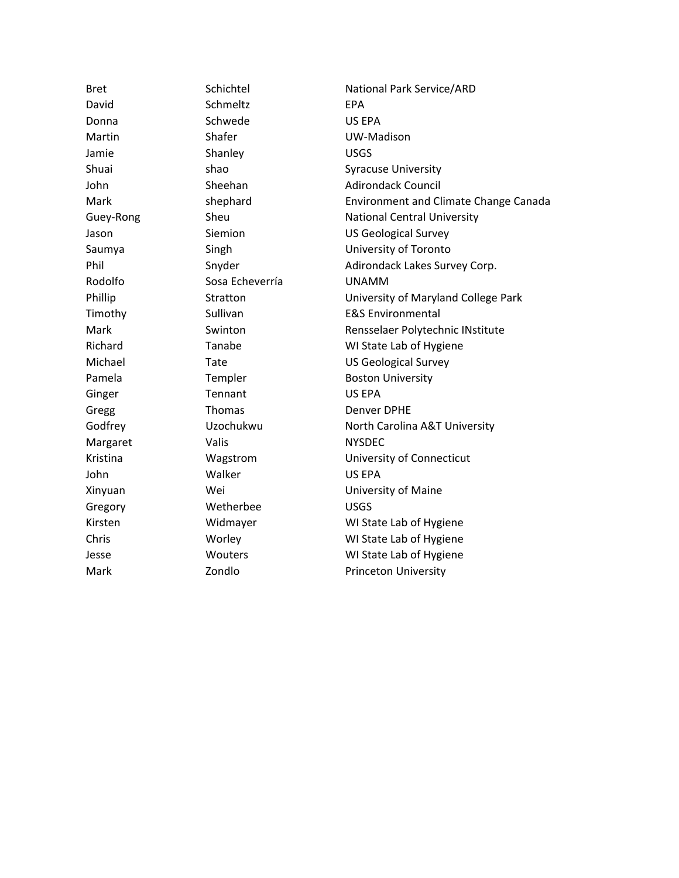| | | |
|---|---|---|
| Bret | Schichtel | National Park Service/ARD |
| David | Schmeltz | EPA |
| Donna | Schwede | US EPA |
| Martin | Shafer | UW-Madison |
| Jamie | Shanley | USGS |
| Shuai | shao | Syracuse University |
| John | Sheehan | Adirondack Council |
| Mark | shephard | Environment and Climate Change Canada |
| Guey-Rong | Sheu | National Central University |
| Jason | Siemion | US Geological Survey |
| Saumya | Singh | University of Toronto |
| Phil | Snyder | Adirondack Lakes Survey Corp. |
| Rodolfo | Sosa Echeverría | UNAMM |
| Phillip | Stratton | University of Maryland College Park |
| Timothy | Sullivan | E&S Environmental |
| Mark | Swinton | Rensselaer Polytechnic INstitute |
| Richard | Tanabe | WI State Lab of Hygiene |
| Michael | Tate | US Geological Survey |
| Pamela | Templer | Boston University |
| Ginger | Tennant | US EPA |
| Gregg | Thomas | Denver DPHE |
| Godfrey | Uzochukwu | North Carolina A&T University |
| Margaret | Valis | NYSDEC |
| Kristina | Wagstrom | University of Connecticut |
| John | Walker | US EPA |
| Xinyuan | Wei | University of Maine |
| Gregory | Wetherbee | USGS |
| Kirsten | Widmayer | WI State Lab of Hygiene |
| Chris | Worley | WI State Lab of Hygiene |
| Jesse | Wouters | WI State Lab of Hygiene |
| Mark | Zondlo | Princeton University |